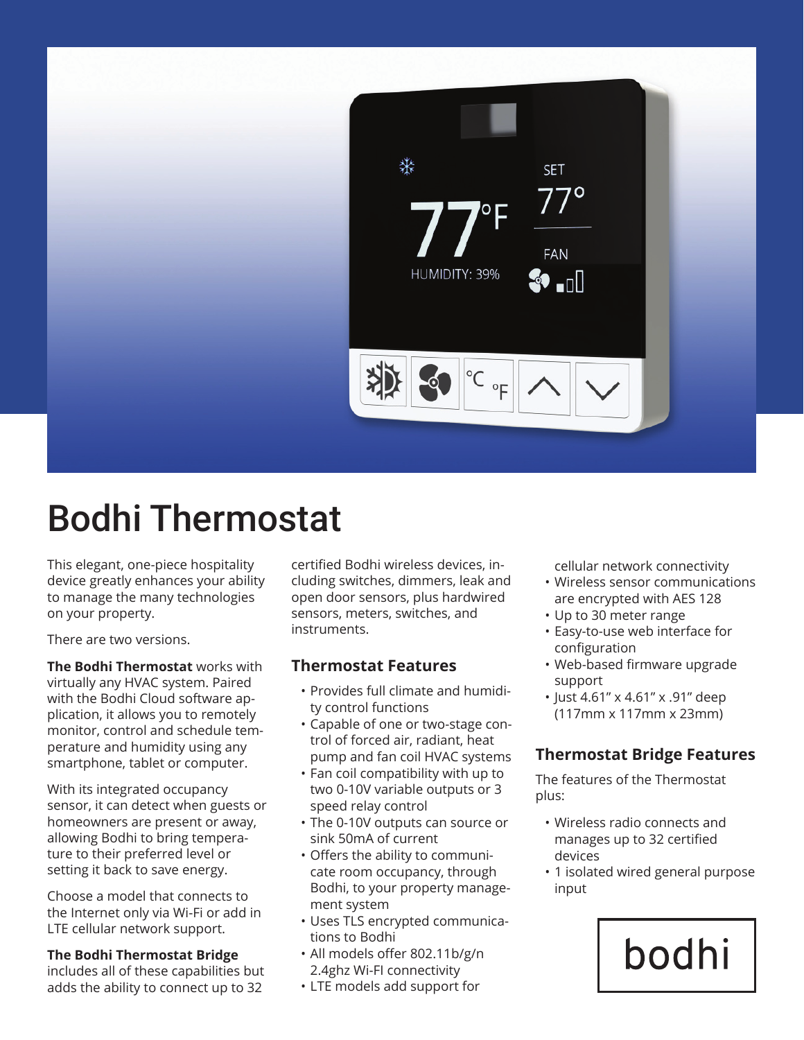# Bodhi Thermostat

This elegant, one-piece hospitality device greatly enhances your ability to manage the many technologies on your property.

There are two versions.

**The Bodhi Thermostat** works with virtually any HVAC system. Paired with the Bodhi Cloud software application, it allows you to remotely monitor, control and schedule temperature and humidity using any smartphone, tablet or computer.

With its integrated occupancy sensor, it can detect when guests or homeowners are present or away, allowing Bodhi to bring temperature to their preferred level or setting it back to save energy.

Choose a model that connects to the Internet only via Wi-Fi or add in LTE cellular network support.

**The Bodhi Thermostat Bridge** includes all of these capabilities but adds the ability to connect up to 32 certified Bodhi wireless devices, including switches, dimmers, leak and open door sensors, plus hardwired sensors, meters, switches, and instruments.

## Thermostat Features

- Provides full climate and humidity control functions
- Capable of one or two-stage control of forced air, radiant, heat pump and fan coil HVAC systems
- Fan coil compatibility with up to two 0-10V variable outputs or 3 speed relay control
- The 0-10V outputs can source or sink 50mA of current
- Offers the ability to communicate room occupancy, through Bodhi, to your property management system
- Uses TLS encrypted communications to Bodhi
- All models offer 802.11b/g/n 2.4ghz Wi-FI connectivity
- LTE models add support for cellular network connectivity
- Wireless sensor communications are encrypted with AES 128
- Up to 30 meter range
- Easy-to-use web interface for configuration
- Web-based firmware upgrade support
- Just 4.61" x 4.61" x .91" deep (117mm x 117mm x 23mm)

## Thermostat Bridge Features

The features of the Thermostat plus:

- Wireless radio connects and manages up to 32 certified devices
- 1 isolated wired general purpose input

bodhi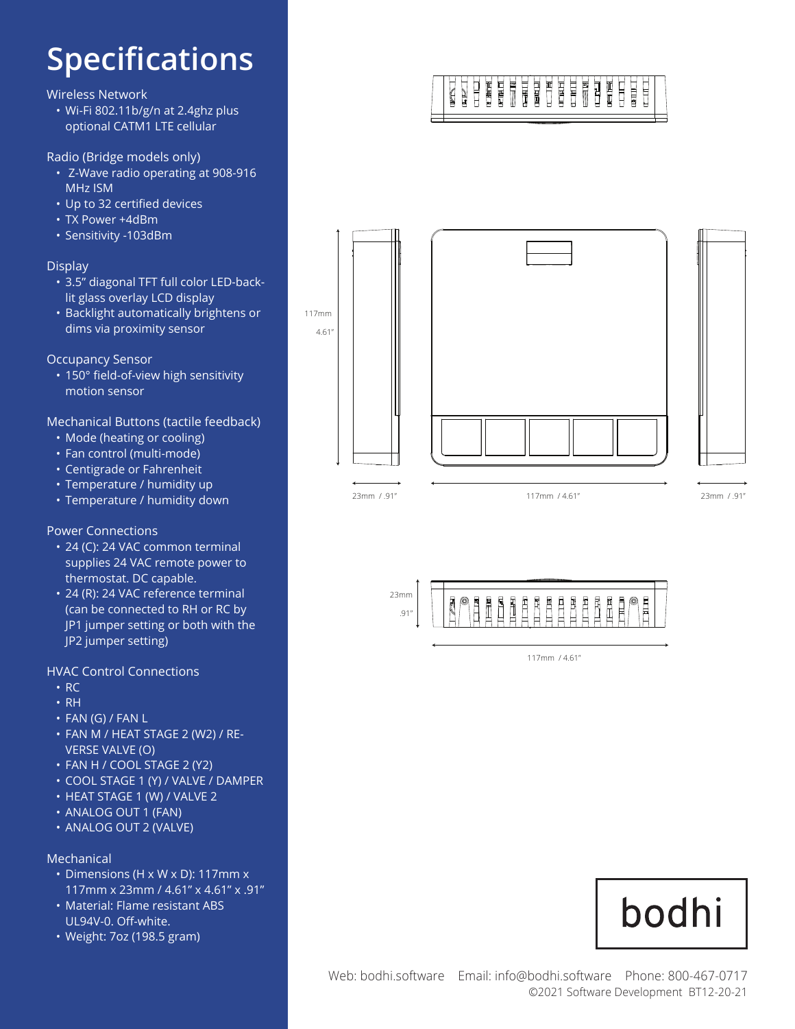# Specifications

Wireless Network

- Wi-Fi 802.11b/g/n at 2.4ghz plus optional CATM1 LTE cellular

Radio (Bridge models only)

- Z-Wave radio operating at 908-916 MHz ISM
- Up to 32 certified devices
- TX Power +4dBm
- Sensitivity -103dBm

Display

- 3.5" diagonal TFT full color LED-back-lit glass overlay LCD display
- Backlight automatically brightens or dims via proximity sensor

Occupancy Sensor

- 150° field-of-view high sensitivity motion sensor

Mechanical Buttons (tactile feedback)

- Mode (heating or cooling)
- Fan control (multi-mode)
- Centigrade or Fahrenheit
- Temperature / humidity up
- Temperature / humidity down

Power Connections

- 24 (C): 24 VAC common terminal supplies 24 VAC remote power to thermostat. DC capable.
- 24 (R): 24 VAC reference terminal (can be connected to RH or RC by JP1 jumper setting or both with the JP2 jumper setting)

HVAC Control Connections

- RC
- RH
- FAN (G) / FAN L
- FAN M / HEAT STAGE 2 (W2) / REVERSE VALVE (O)
- FAN H / COOL STAGE 2 (Y2)
- COOL STAGE 1 (Y) / VALVE / DAMPER
- HEAT STAGE 1 (W) / VALVE 2
- ANALOG OUT 1 (FAN)
- ANALOG OUT 2 (VALVE)

Mechanical

- Dimensions (H x W x D): 117mm x 117mm x 23mm / 4.61" x 4.61" x .91"
- Material: Flame resistant ABS UL94V-0. Off-white.
- Weight: 7oz (198.5 gram)

117mm
4.61"

23mm / .91"

117mm / 4.61"

23mm / .91"

23mm
.91"

117mm / 4.61"

bodhi

Web: bodhi.software Email: info@bodhi.software Phone: 800-467-0717
©2021 Software Development BT12-20-21